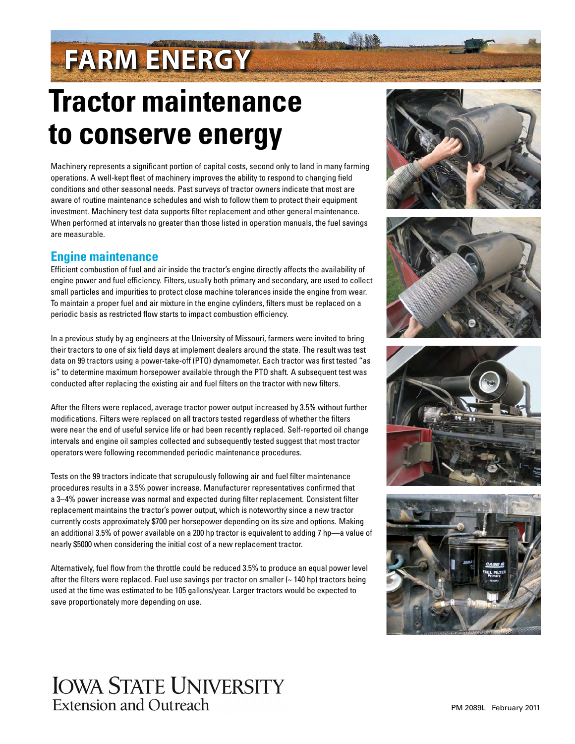# FARM ENERGY

# Tractor maintenance to conserve energy

Machinery represents a significant portion of capital costs, second only to land in many farming operations. A well-kept fleet of machinery improves the ability to respond to changing field conditions and other seasonal needs. Past surveys of tractor owners indicate that most are aware of routine maintenance schedules and wish to follow them to protect their equipment investment. Machinery test data supports filter replacement and other general maintenance. When performed at intervals no greater than those listed in operation manuals, the fuel savings are measurable.

## Engine maintenance

Efficient combustion of fuel and air inside the tractor's engine directly affects the availability of engine power and fuel efficiency. Filters, usually both primary and secondary, are used to collect small particles and impurities to protect close machine tolerances inside the engine from wear. To maintain a proper fuel and air mixture in the engine cylinders, filters must be replaced on a periodic basis as restricted flow starts to impact combustion efficiency.

In a previous study by ag engineers at the University of Missouri, farmers were invited to bring their tractors to one of six field days at implement dealers around the state. The result was test data on 99 tractors using a power-take-off (PTO) dynamometer. Each tractor was first tested "as is" to determine maximum horsepower available through the PTO shaft. A subsequent test was conducted after replacing the existing air and fuel filters on the tractor with new filters.

After the filters were replaced, average tractor power output increased by 3.5% without further modifications. Filters were replaced on all tractors tested regardless of whether the filters were near the end of useful service life or had been recently replaced. Self-reported oil change intervals and engine oil samples collected and subsequently tested suggest that most tractor operators were following recommended periodic maintenance procedures.

Tests on the 99 tractors indicate that scrupulously following air and fuel filter maintenance procedures results in a 3.5% power increase. Manufacturer representatives confirmed that a 3–4% power increase was normal and expected during filter replacement. Consistent filter replacement maintains the tractor's power output, which is noteworthy since a new tractor currently costs approximately $700 per horsepower depending on its size and options. Making an additional 3.5% of power available on a 200 hp tractor is equivalent to adding 7 hp—a value of nearly $5000 when considering the initial cost of a new replacement tractor.

Alternatively, fuel flow from the throttle could be reduced 3.5% to produce an equal power level after the filters were replaced. Fuel use savings per tractor on smaller (~ 140 hp) tractors being used at the time was estimated to be 105 gallons/year. Larger tractors would be expected to save proportionately more depending on use.

Iowa State University Extension and Outreach

PM 2089L February 2011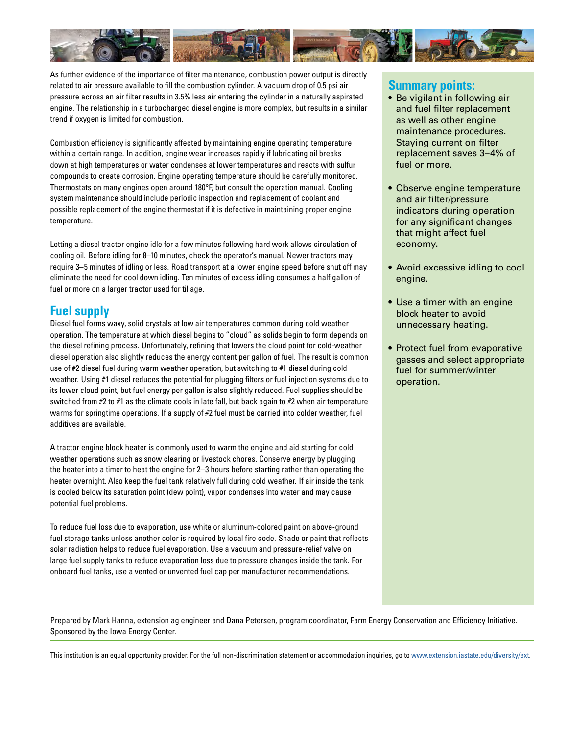As further evidence of the importance of filter maintenance, combustion power output is directly related to air pressure available to fill the combustion cylinder. A vacuum drop of 0.5 psi air pressure across an air filter results in 3.5% less air entering the cylinder in a naturally aspirated engine. The relationship in a turbocharged diesel engine is more complex, but results in a similar trend if oxygen is limited for combustion.

Combustion efficiency is significantly affected by maintaining engine operating temperature within a certain range. In addition, engine wear increases rapidly if lubricating oil breaks down at high temperatures or water condenses at lower temperatures and reacts with sulfur compounds to create corrosion. Engine operating temperature should be carefully monitored. Thermostats on many engines open around 180°F, but consult the operation manual. Cooling system maintenance should include periodic inspection and replacement of coolant and possible replacement of the engine thermostat if it is defective in maintaining proper engine temperature.

Letting a diesel tractor engine idle for a few minutes following hard work allows circulation of cooling oil. Before idling for 8–10 minutes, check the operator's manual. Newer tractors may require 3–5 minutes of idling or less. Road transport at a lower engine speed before shut off may eliminate the need for cool down idling. Ten minutes of excess idling consumes a half gallon of fuel or more on a larger tractor used for tillage.

## Fuel supply

Diesel fuel forms waxy, solid crystals at low air temperatures common during cold weather operation. The temperature at which diesel begins to "cloud" as solids begin to form depends on the diesel refining process. Unfortunately, refining that lowers the cloud point for cold-weather diesel operation also slightly reduces the energy content per gallon of fuel. The result is common use of #2 diesel fuel during warm weather operation, but switching to #1 diesel during cold weather. Using #1 diesel reduces the potential for plugging filters or fuel injection systems due to its lower cloud point, but fuel energy per gallon is also slightly reduced. Fuel supplies should be switched from #2 to #1 as the climate cools in late fall, but back again to #2 when air temperature warms for springtime operations. If a supply of #2 fuel must be carried into colder weather, fuel additives are available.

A tractor engine block heater is commonly used to warm the engine and aid starting for cold weather operations such as snow clearing or livestock chores. Conserve energy by plugging the heater into a timer to heat the engine for 2–3 hours before starting rather than operating the heater overnight. Also keep the fuel tank relatively full during cold weather. If air inside the tank is cooled below its saturation point (dew point), vapor condenses into water and may cause potential fuel problems.

To reduce fuel loss due to evaporation, use white or aluminum-colored paint on above-ground fuel storage tanks unless another color is required by local fire code. Shade or paint that reflects solar radiation helps to reduce fuel evaporation. Use a vacuum and pressure-relief valve on large fuel supply tanks to reduce evaporation loss due to pressure changes inside the tank. For onboard fuel tanks, use a vented or unvented fuel cap per manufacturer recommendations.

## Summary points:

- Be vigilant in following air and fuel filter replacement as well as other engine maintenance procedures. Staying current on filter replacement saves 3–4% of fuel or more.
- Observe engine temperature and air filter/pressure indicators during operation for any significant changes that might affect fuel economy.
- Avoid excessive idling to cool engine.
- Use a timer with an engine block heater to avoid unnecessary heating.
- Protect fuel from evaporative gasses and select appropriate fuel for summer/winter operation.

Prepared by Mark Hanna, extension ag engineer and Dana Petersen, program coordinator, Farm Energy Conservation and Efficiency Initiative. Sponsored by the Iowa Energy Center.

This institution is an equal opportunity provider. For the full non-discrimination statement or accommodation inquiries, go to www.extension.iastate.edu/diversity/ext.